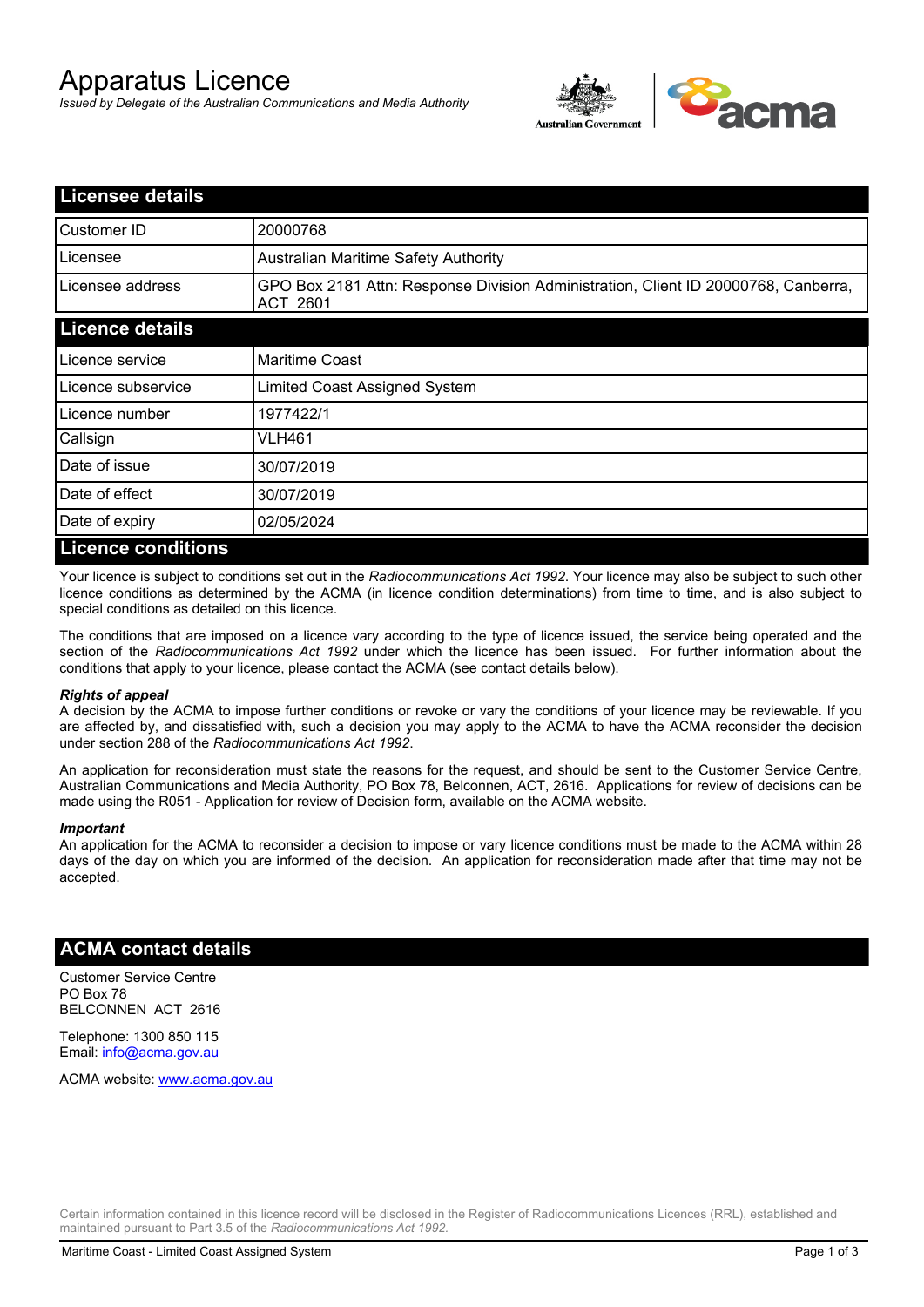# Apparatus Licence

*Issued by Delegate of the Australian Communications and Media Authority*

## Licensee details

| | |
|---|---|
| Customer ID | 20000768 |
| Licensee | Australian Maritime Safety Authority |
| Licensee address | GPO Box 2181 Attn: Response Division Administration, Client ID 20000768, Canberra, ACT 2601 |

## Licence details

| | |
|---|---|
| Licence service | Maritime Coast |
| Licence subservice | Limited Coast Assigned System |
| Licence number | 1977422/1 |
| Callsign | VLH461 |
| Date of issue | 30/07/2019 |
| Date of effect | 30/07/2019 |
| Date of expiry | 02/05/2024 |

## Licence conditions

Your licence is subject to conditions set out in the *Radiocommunications Act 1992*. Your licence may also be subject to such other licence conditions as determined by the ACMA (in licence condition determinations) from time to time, and is also subject to special conditions as detailed on this licence.

The conditions that are imposed on a licence vary according to the type of licence issued, the service being operated and the section of the *Radiocommunications Act 1992* under which the licence has been issued. For further information about the conditions that apply to your licence, please contact the ACMA (see contact details below).

***Rights of appeal***

A decision by the ACMA to impose further conditions or revoke or vary the conditions of your licence may be reviewable. If you are affected by, and dissatisfied with, such a decision you may apply to the ACMA to have the ACMA reconsider the decision under section 288 of the *Radiocommunications Act 1992*.

An application for reconsideration must state the reasons for the request, and should be sent to the Customer Service Centre, Australian Communications and Media Authority, PO Box 78, Belconnen, ACT, 2616. Applications for review of decisions can be made using the R051 - Application for review of Decision form, available on the ACMA website.

***Important***

An application for the ACMA to reconsider a decision to impose or vary licence conditions must be made to the ACMA within 28 days of the day on which you are informed of the decision. An application for reconsideration made after that time may not be accepted.

## ACMA contact details

Customer Service Centre
PO Box 78
BELCONNEN ACT 2616

Telephone: 1300 850 115
Email: info@acma.gov.au

ACMA website: www.acma.gov.au

Certain information contained in this licence record will be disclosed in the Register of Radiocommunications Licences (RRL), established and maintained pursuant to Part 3.5 of the *Radiocommunications Act 1992.*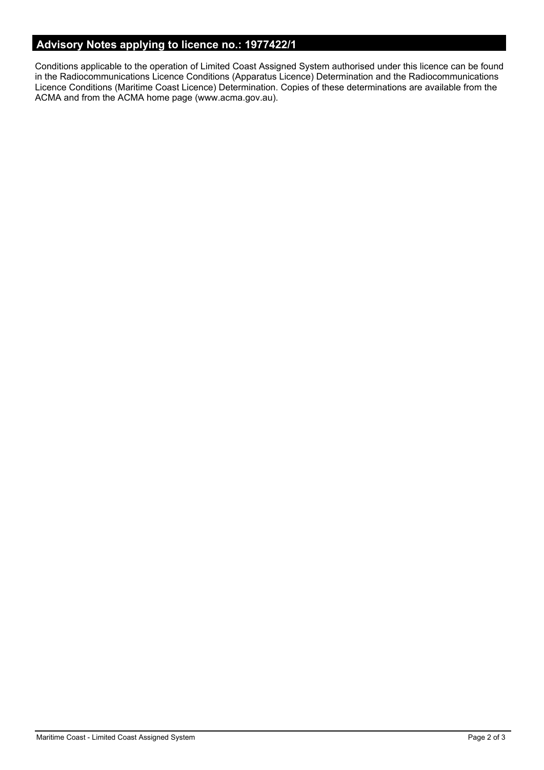## Advisory Notes applying to licence no.: 1977422/1

Conditions applicable to the operation of Limited Coast Assigned System authorised under this licence can be found in the Radiocommunications Licence Conditions (Apparatus Licence) Determination and the Radiocommunications Licence Conditions (Maritime Coast Licence) Determination. Copies of these determinations are available from the ACMA and from the ACMA home page (www.acma.gov.au).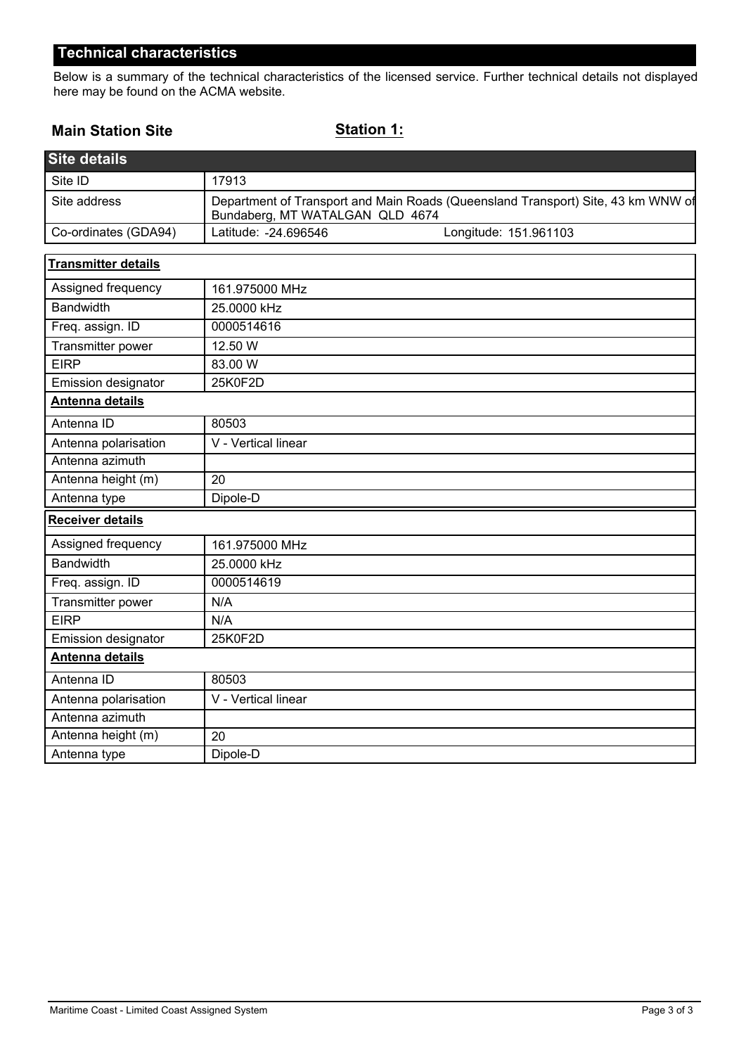## Technical characteristics

Below is a summary of the technical characteristics of the licensed service. Further technical details not displayed here may be found on the ACMA website.

**Main Station Site** **Station 1:**

| Site details | |
|---|---|
| Site ID | 17913 |
| Site address | Department of Transport and Main Roads (Queensland Transport) Site, 43 km WNW of Bundaberg, MT WATALGAN QLD 4674 |
| Co-ordinates (GDA94) | Latitude: -24.696546 Longitude: 151.961103 |

| Transmitter details | |
|---|---|
| Assigned frequency | 161.975000 MHz |
| Bandwidth | 25.0000 kHz |
| Freq. assign. ID | 0000514616 |
| Transmitter power | 12.50 W |
| EIRP | 83.00 W |
| Emission designator | 25K0F2D |
| **Antenna details** | |
| Antenna ID | 80503 |
| Antenna polarisation | V - Vertical linear |
| Antenna azimuth | |
| Antenna height (m) | 20 |
| Antenna type | Dipole-D |

| Receiver details | |
|---|---|
| Assigned frequency | 161.975000 MHz |
| Bandwidth | 25.0000 kHz |
| Freq. assign. ID | 0000514619 |
| Transmitter power | N/A |
| EIRP | N/A |
| Emission designator | 25K0F2D |
| **Antenna details** | |
| Antenna ID | 80503 |
| Antenna polarisation | V - Vertical linear |
| Antenna azimuth | |
| Antenna height (m) | 20 |
| Antenna type | Dipole-D |